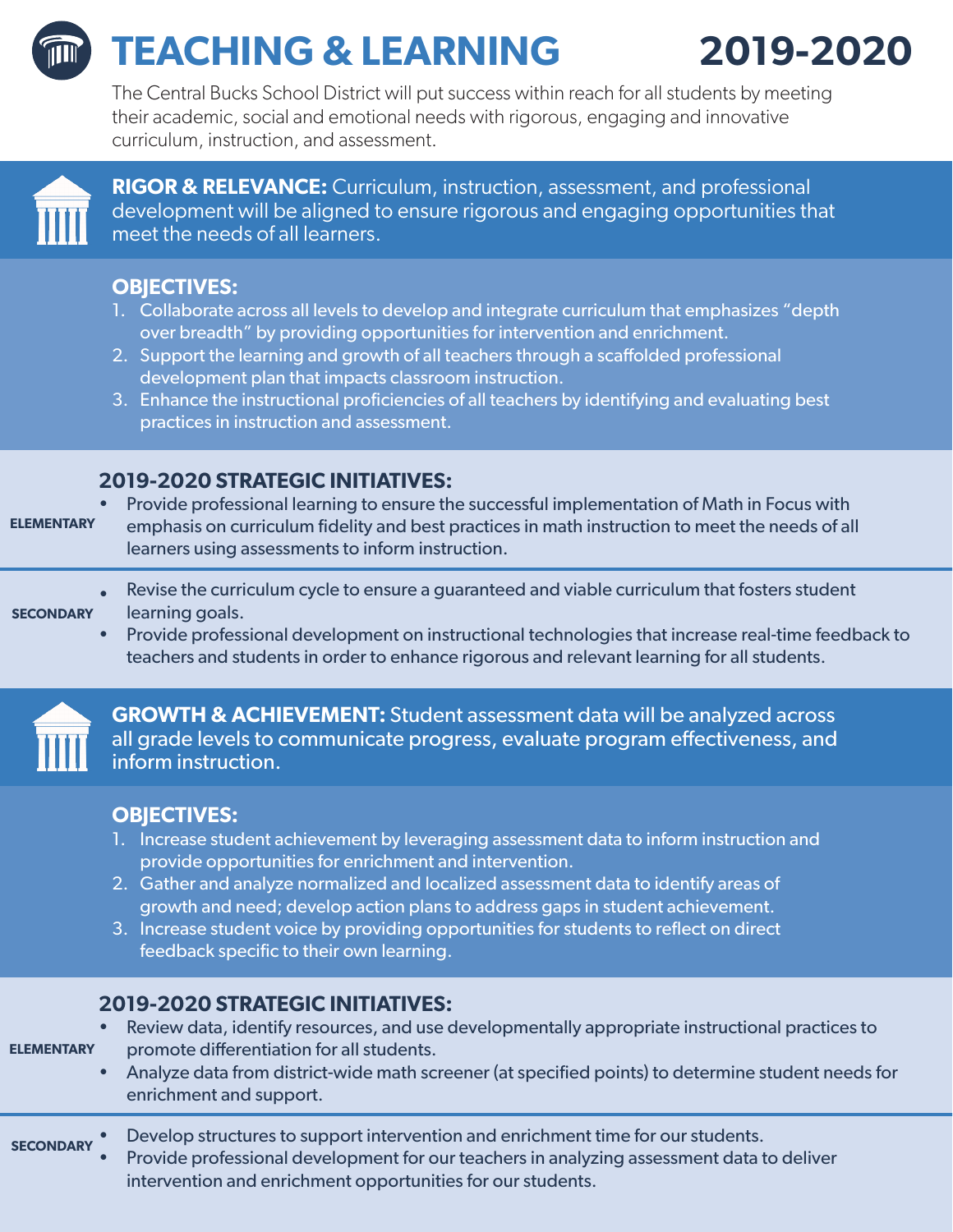# TEACHING & LEARNING 2019-2020

The Central Bucks School District will put success within reach for all students by meeting their academic, social and emotional needs with rigorous, engaging and innovative curriculum, instruction, and assessment.

## RIGOR & RELEVANCE:

**RIGOR & RELEVANCE:** Curriculum, instruction, assessment, and professional development will be aligned to ensure rigorous and engaging opportunities that meet the needs of all learners.

### OBJECTIVES:

1. Collaborate across all levels to develop and integrate curriculum that emphasizes "depth over breadth" by providing opportunities for intervention and enrichment.
2. Support the learning and growth of all teachers through a scaffolded professional development plan that impacts classroom instruction.
3. Enhance the instructional proficiencies of all teachers by identifying and evaluating best practices in instruction and assessment.

### 2019-2020 STRATEGIC INITIATIVES:

**ELEMENTARY**

- Provide professional learning to ensure the successful implementation of Math in Focus with emphasis on curriculum fidelity and best practices in math instruction to meet the needs of all learners using assessments to inform instruction.

**SECONDARY**

- Revise the curriculum cycle to ensure a guaranteed and viable curriculum that fosters student learning goals.
- Provide professional development on instructional technologies that increase real-time feedback to teachers and students in order to enhance rigorous and relevant learning for all students.

## GROWTH & ACHIEVEMENT:

**GROWTH & ACHIEVEMENT:** Student assessment data will be analyzed across all grade levels to communicate progress, evaluate program effectiveness, and inform instruction.

### OBJECTIVES:

1. Increase student achievement by leveraging assessment data to inform instruction and provide opportunities for enrichment and intervention.
2. Gather and analyze normalized and localized assessment data to identify areas of growth and need; develop action plans to address gaps in student achievement.
3. Increase student voice by providing opportunities for students to reflect on direct feedback specific to their own learning.

### 2019-2020 STRATEGIC INITIATIVES:

**ELEMENTARY**

- Review data, identify resources, and use developmentally appropriate instructional practices to promote differentiation for all students.
- Analyze data from district-wide math screener (at specified points) to determine student needs for enrichment and support.

**SECONDARY**

- Develop structures to support intervention and enrichment time for our students.
- Provide professional development for our teachers in analyzing assessment data to deliver intervention and enrichment opportunities for our students.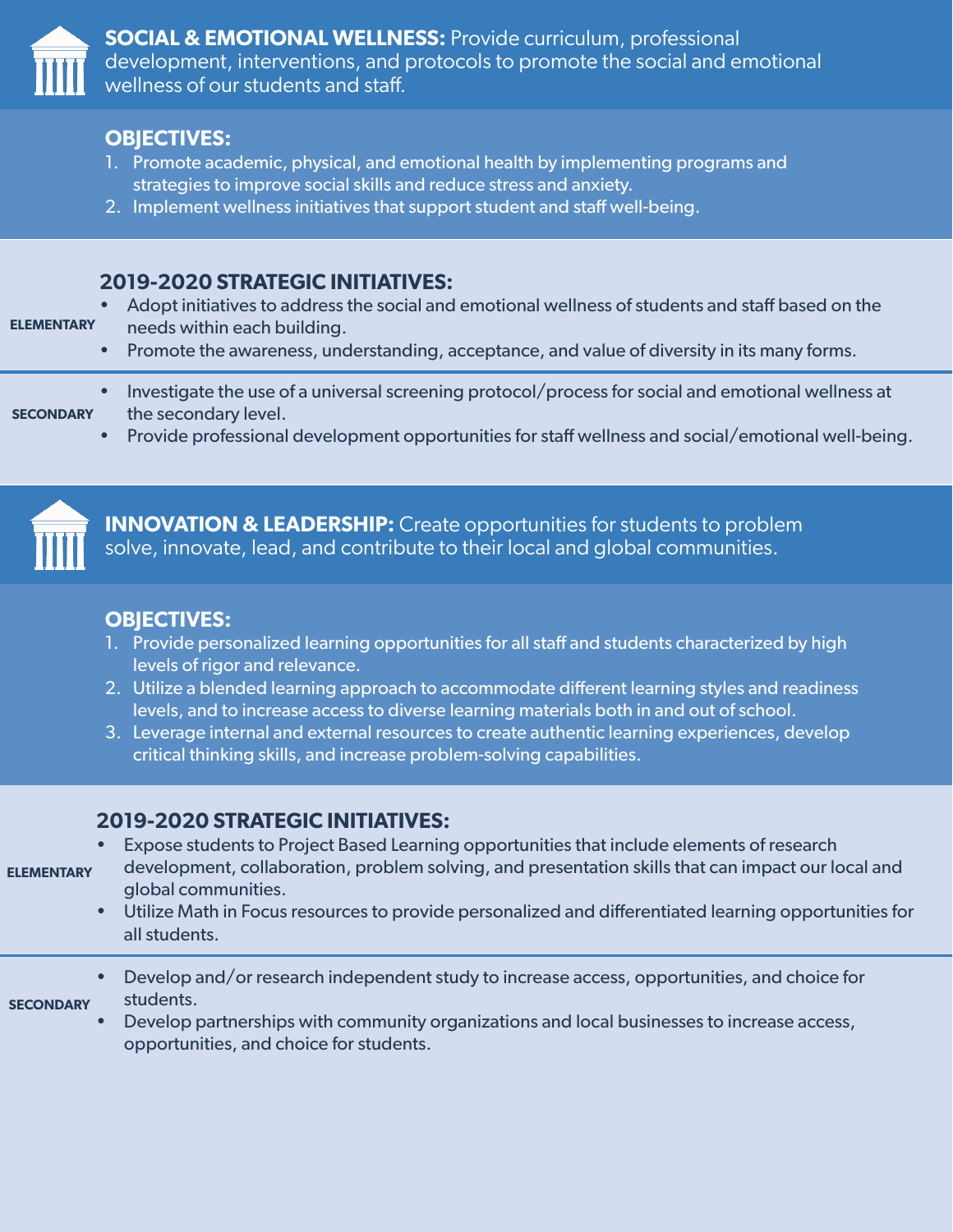## **SOCIAL & EMOTIONAL WELLNESS:** Provide curriculum, professional development, interventions, and protocols to promote the social and emotional wellness of our students and staff.

### OBJECTIVES:

1. Promote academic, physical, and emotional health by implementing programs and strategies to improve social skills and reduce stress and anxiety.
2. Implement wellness initiatives that support student and staff well-being.

### 2019-2020 STRATEGIC INITIATIVES:

**ELEMENTARY**

- Adopt initiatives to address the social and emotional wellness of students and staff based on the needs within each building.
- Promote the awareness, understanding, acceptance, and value of diversity in its many forms.

**SECONDARY**

- Investigate the use of a universal screening protocol/process for social and emotional wellness at the secondary level.
- Provide professional development opportunities for staff wellness and social/emotional well-being.

## **INNOVATION & LEADERSHIP:** Create opportunities for students to problem solve, innovate, lead, and contribute to their local and global communities.

### OBJECTIVES:

1. Provide personalized learning opportunities for all staff and students characterized by high levels of rigor and relevance.
2. Utilize a blended learning approach to accommodate different learning styles and readiness levels, and to increase access to diverse learning materials both in and out of school.
3. Leverage internal and external resources to create authentic learning experiences, develop critical thinking skills, and increase problem-solving capabilities.

### 2019-2020 STRATEGIC INITIATIVES:

**ELEMENTARY**

- Expose students to Project Based Learning opportunities that include elements of research development, collaboration, problem solving, and presentation skills that can impact our local and global communities.
- Utilize Math in Focus resources to provide personalized and differentiated learning opportunities for all students.

**SECONDARY**

- Develop and/or research independent study to increase access, opportunities, and choice for students.
- Develop partnerships with community organizations and local businesses to increase access, opportunities, and choice for students.